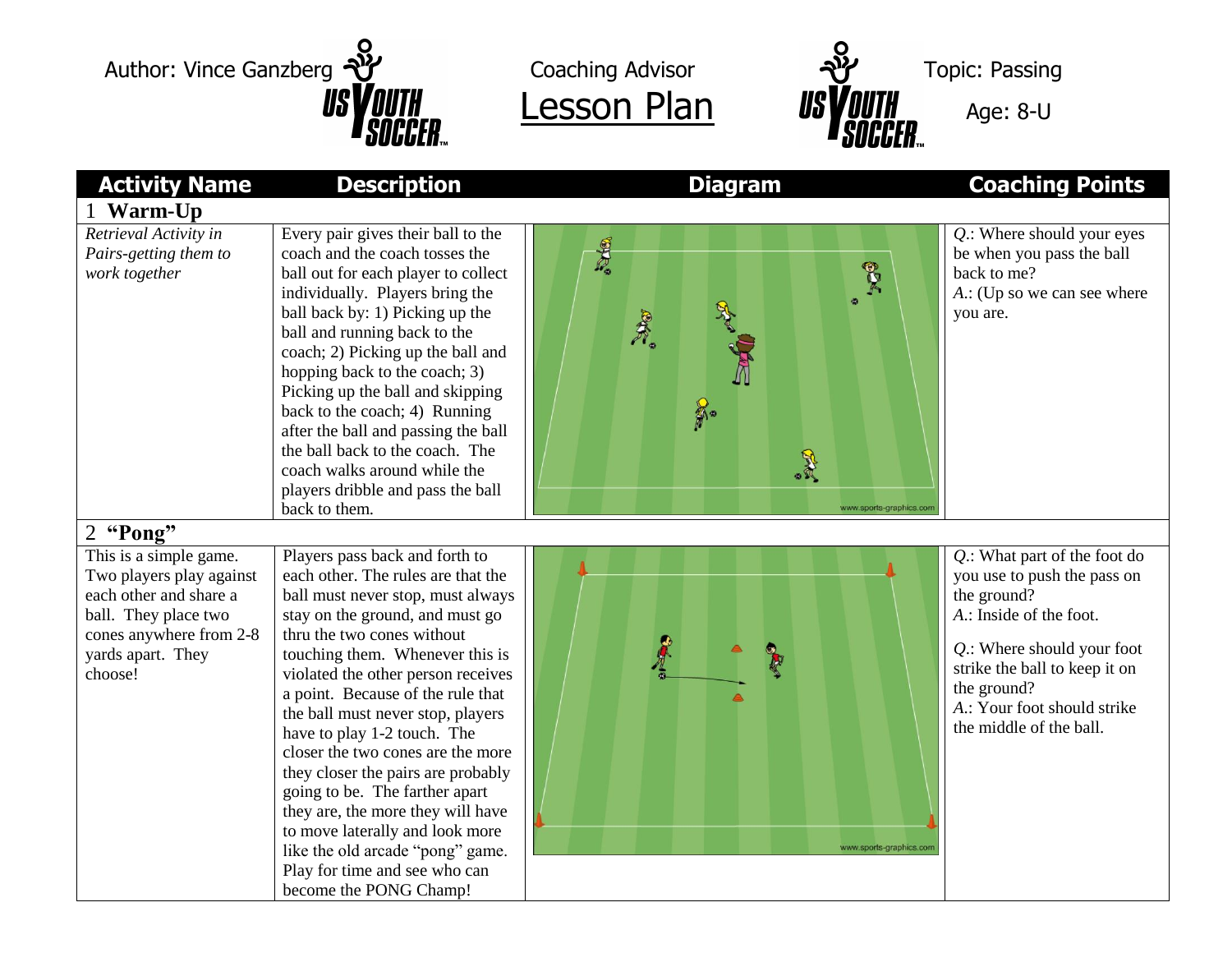Author: Vince Ganzberg

Coaching Advisor

# Lesson Plan

Topic: Passing

Age: 8-U

| Activity Name | Description | Diagram | Coaching Points |
|---|---|---|---|
| **1 Warm-Up** | | | |
| *Retrieval Activity in Pairs-getting them to work together* | Every pair gives their ball to the coach and the coach tosses the ball out for each player to collect individually. Players bring the ball back by: 1) Picking up the ball and running back to the coach; 2) Picking up the ball and hopping back to the coach; 3) Picking up the ball and skipping back to the coach; 4) Running after the ball and passing the ball the ball back to the coach. The coach walks around while the players dribble and pass the ball back to them. | | *Q.*: Where should your eyes be when you pass the ball back to me? *A.*: (Up so we can see where you are. |
| **2 "Pong"** | | | |
| This is a simple game. Two players play against each other and share a ball. They place two cones anywhere from 2-8 yards apart. They choose! | Players pass back and forth to each other. The rules are that the ball must never stop, must always stay on the ground, and must go thru the two cones without touching them. Whenever this is violated the other person receives a point. Because of the rule that the ball must never stop, players have to play 1-2 touch. The closer the two cones are the more they closer the pairs are probably going to be. The farther apart they are, the more they will have to move laterally and look more like the old arcade "pong" game. Play for time and see who can become the PONG Champ! | | *Q.*: What part of the foot do you use to push the pass on the ground? *A.*: Inside of the foot. *Q.*: Where should your foot strike the ball to keep it on the ground? *A.*: Your foot should strike the middle of the ball. |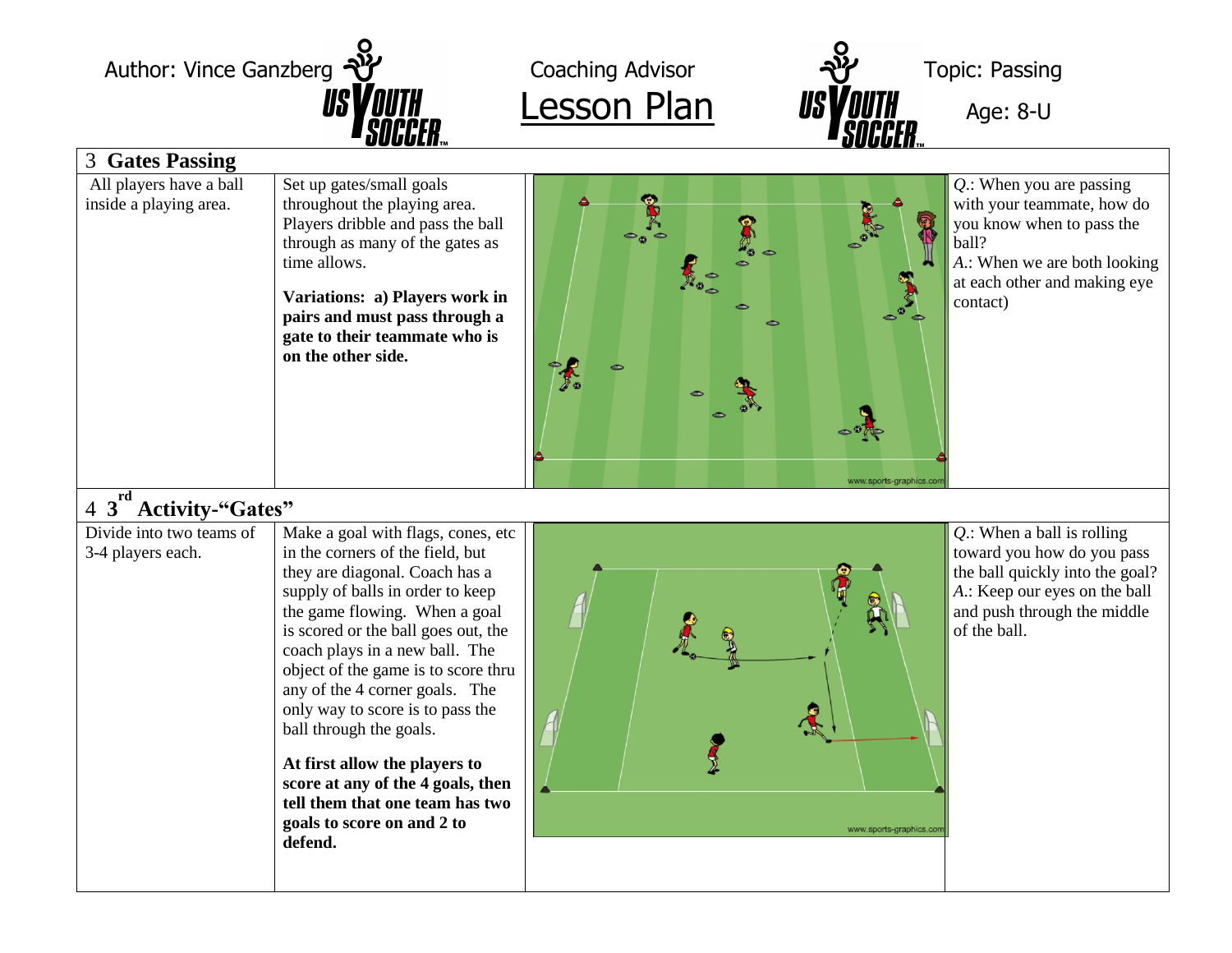Author: Vince Ganzberg | Coaching Advisor **Lesson Plan** | Topic: Passing | Age: 8-U

| | | | |
|---|---|---|---|
| **3 Gates Passing** | | | |
| All players have a ball inside a playing area. | Set up gates/small goals throughout the playing area. Players dribble and pass the ball through as many of the gates as time allows.<br><br>**Variations: a) Players work in pairs and must pass through a gate to their teammate who is on the other side.** | | *Q.*: When you are passing with your teammate, how do you know when to pass the ball?<br>*A.*: When we are both looking at each other and making eye contact) |
| **4 3rd Activity-"Gates"** | | | |
| Divide into two teams of 3-4 players each. | Make a goal with flags, cones, etc in the corners of the field, but they are diagonal. Coach has a supply of balls in order to keep the game flowing. When a goal is scored or the ball goes out, the coach plays in a new ball. The object of the game is to score thru any of the 4 corner goals. The only way to score is to pass the ball through the goals.<br><br>**At first allow the players to score at any of the 4 goals, then tell them that one team has two goals to score on and 2 to defend.** | | *Q.*: When a ball is rolling toward you how do you pass the ball quickly into the goal?<br>*A.*: Keep our eyes on the ball and push through the middle of the ball. |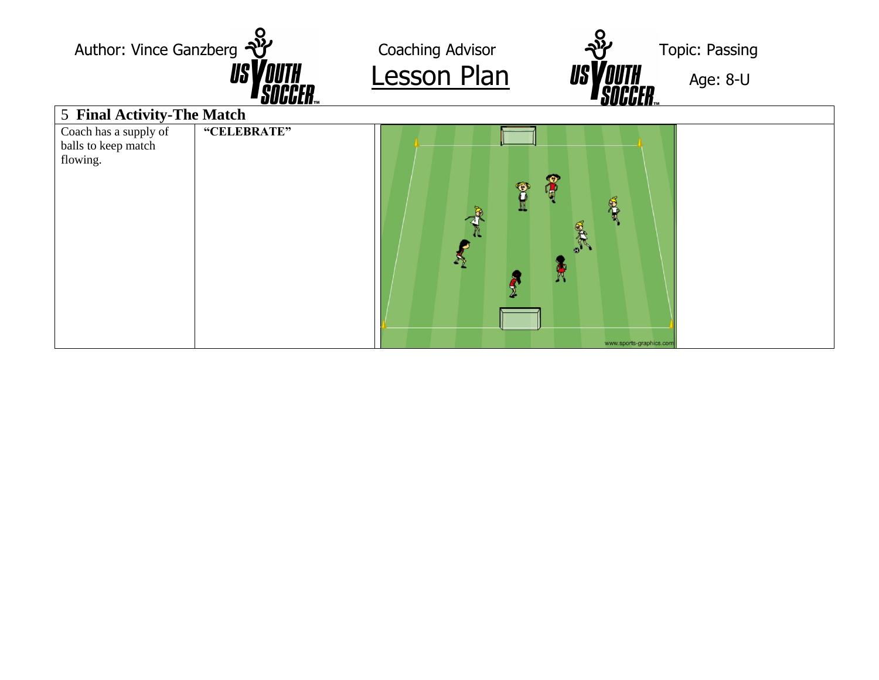Author: Vince Ganzberg

Coaching Advisor

# Lesson Plan

Topic: Passing

Age: 8-U

## 5 Final Activity-The Match

| | | | |
|---|---|---|---|
| Coach has a supply of balls to keep match flowing. | **"CELEBRATE"** | | |

www.sports-graphics.com